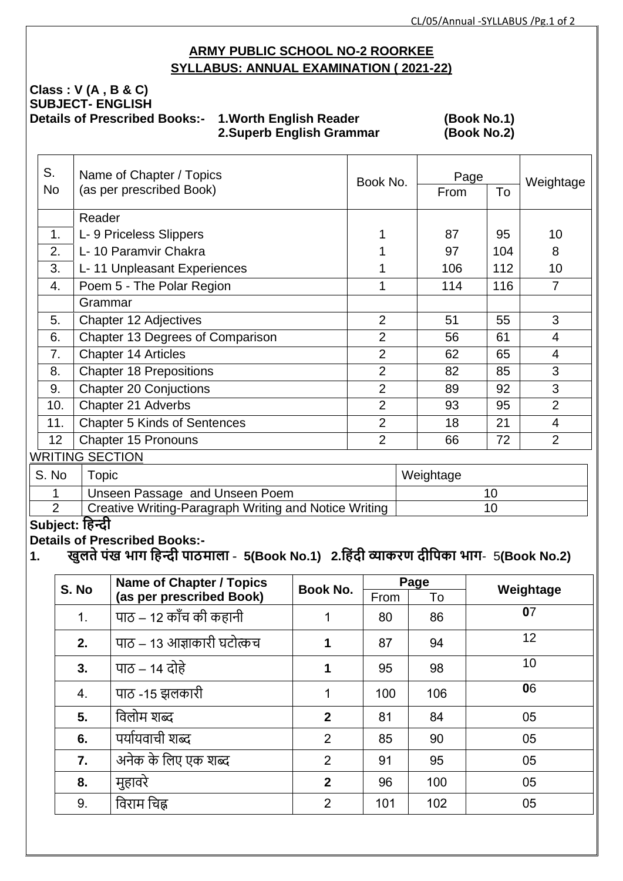**ARMY PUBLIC SCHOOL NO-2 ROORKEE**
**SYLLABUS: ANNUAL EXAMINATION ( 2021-22)**

**Class : V (A , B & C)**
**SUBJECT- ENGLISH**
**Details of Prescribed Books:- 1.Worth English Reader (Book No.1)**
**2.Superb English Grammar (Book No.2)**

| S. No | Name of Chapter / Topics (as per prescribed Book) | Book No. | Page | | Weightage |
|---|---|---|---|---|---|
| | | | From | To | |
| | Reader | | | | |
| 1. | L- 9 Priceless Slippers | 1 | 87 | 95 | 10 |
| 2. | L- 10 Paramvir Chakra | 1 | 97 | 104 | 8 |
| 3. | L- 11 Unpleasant Experiences | 1 | 106 | 112 | 10 |
| 4. | Poem 5 - The Polar Region | 1 | 114 | 116 | 7 |
| | Grammar | | | | |
| 5. | Chapter 12 Adjectives | 2 | 51 | 55 | 3 |
| 6. | Chapter 13 Degrees of Comparison | 2 | 56 | 61 | 4 |
| 7. | Chapter 14 Articles | 2 | 62 | 65 | 4 |
| 8. | Chapter 18 Prepositions | 2 | 82 | 85 | 3 |
| 9. | Chapter 20 Conjuctions | 2 | 89 | 92 | 3 |
| 10. | Chapter 21 Adverbs | 2 | 93 | 95 | 2 |
| 11. | Chapter 5 Kinds of Sentences | 2 | 18 | 21 | 4 |
| 12 | Chapter 15 Pronouns | 2 | 66 | 72 | 2 |

WRITING SECTION

| S. No | Topic | Weightage |
|---|---|---|
| 1 | Unseen Passage and Unseen Poem | 10 |
| 2 | Creative Writing-Paragraph Writing and Notice Writing | 10 |

**Subject: हिन्दी**
**Details of Prescribed Books:-**
**1. खुलते पंख भाग हिन्दी पाठमाला - 5(Book No.1) 2.हिंदी व्याकरण दीपिका भाग- 5(Book No.2)**

| S. No | Name of Chapter / Topics (as per prescribed Book) | Book No. | Page | | Weightage |
|---|---|---|---|---|---|
| | | | From | To | |
| 1. | पाठ – 12 काँच की कहानी | 1 | 80 | 86 | 07 |
| 2. | पाठ – 13 आज्ञाकारी घटोत्कच | 1 | 87 | 94 | 12 |
| 3. | पाठ – 14 दोहे | 1 | 95 | 98 | 10 |
| 4. | पाठ -15 झलकारी | 1 | 100 | 106 | 06 |
| 5. | विलोम शब्द | 2 | 81 | 84 | 05 |
| 6. | पर्यायवाची शब्द | 2 | 85 | 90 | 05 |
| 7. | अनेक के लिए एक शब्द | 2 | 91 | 95 | 05 |
| 8. | मुहावरे | 2 | 96 | 100 | 05 |
| 9. | विराम चिह्न | 2 | 101 | 102 | 05 |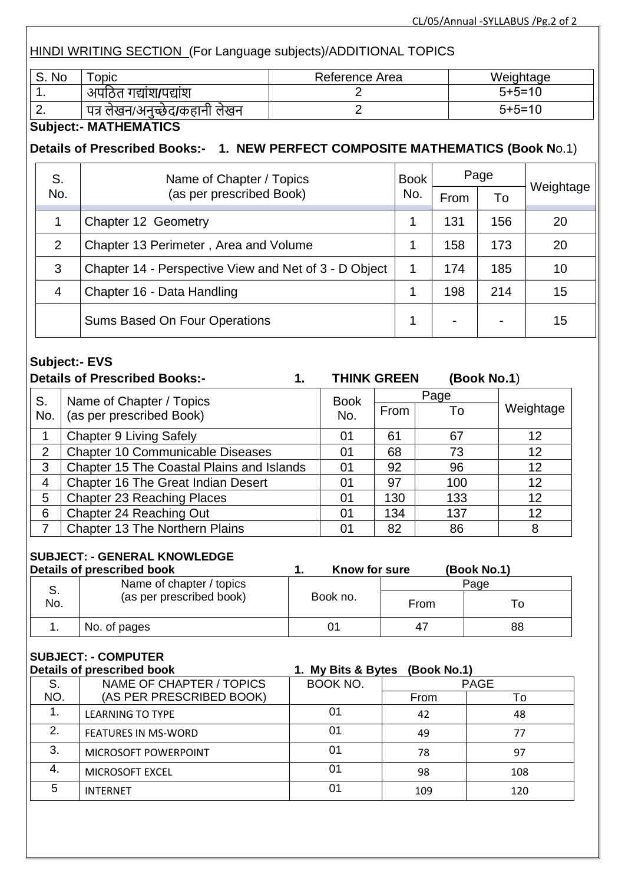HINDI WRITING SECTION (For Language subjects)/ADDITIONAL TOPICS

| S. No | Topic | Reference Area | Weightage |
|---|---|---|---|
| 1. | अपठित गद्यांश/पद्यांश | 2 | 5+5=10 |
| 2. | पत्र लेखन/अनुच्छेद/कहानी लेखन | 2 | 5+5=10 |

**Subject:- MATHEMATICS**

**Details of Prescribed Books:- 1. NEW PERFECT COMPOSITE MATHEMATICS (Book No.1)**

| S. No. | Name of Chapter / Topics (as per prescribed Book) | Book No. | Page | | Weightage |
|---|---|---|---|---|---|
| | | | From | To | |
| 1 | Chapter 12 Geometry | 1 | 131 | 156 | 20 |
| 2 | Chapter 13 Perimeter , Area and Volume | 1 | 158 | 173 | 20 |
| 3 | Chapter 14 - Perspective View and Net of 3 - D Object | 1 | 174 | 185 | 10 |
| 4 | Chapter 16 - Data Handling | 1 | 198 | 214 | 15 |
| | Sums Based On Four Operations | 1 | - | - | 15 |

**Subject:- EVS**

**Details of Prescribed Books:- 1. THINK GREEN (Book No.1)**

| S. No. | Name of Chapter / Topics (as per prescribed Book) | Book No. | Page | | Weightage |
|---|---|---|---|---|---|
| | | | From | To | |
| 1 | Chapter 9 Living Safely | 01 | 61 | 67 | 12 |
| 2 | Chapter 10 Communicable Diseases | 01 | 68 | 73 | 12 |
| 3 | Chapter 15 The Coastal Plains and Islands | 01 | 92 | 96 | 12 |
| 4 | Chapter 16 The Great Indian Desert | 01 | 97 | 100 | 12 |
| 5 | Chapter 23 Reaching Places | 01 | 130 | 133 | 12 |
| 6 | Chapter 24 Reaching Out | 01 | 134 | 137 | 12 |
| 7 | Chapter 13 The Northern Plains | 01 | 82 | 86 | 8 |

**SUBJECT: - GENERAL KNOWLEDGE**

**Details of prescribed book 1. Know for sure (Book No.1)**

| S. No. | Name of chapter / topics (as per prescribed book) | Book no. | Page | |
|---|---|---|---|---|
| | | | From | To |
| 1. | No. of pages | 01 | 47 | 88 |

**SUBJECT: - COMPUTER**

**Details of prescribed book 1. My Bits & Bytes (Book No.1)**

| S. NO. | NAME OF CHAPTER / TOPICS (AS PER PRESCRIBED BOOK) | BOOK NO. | PAGE | |
|---|---|---|---|---|
| | | | From | To |
| 1. | LEARNING TO TYPE | 01 | 42 | 48 |
| 2. | FEATURES IN MS-WORD | 01 | 49 | 77 |
| 3. | MICROSOFT POWERPOINT | 01 | 78 | 97 |
| 4. | MICROSOFT EXCEL | 01 | 98 | 108 |
| 5 | INTERNET | 01 | 109 | 120 |